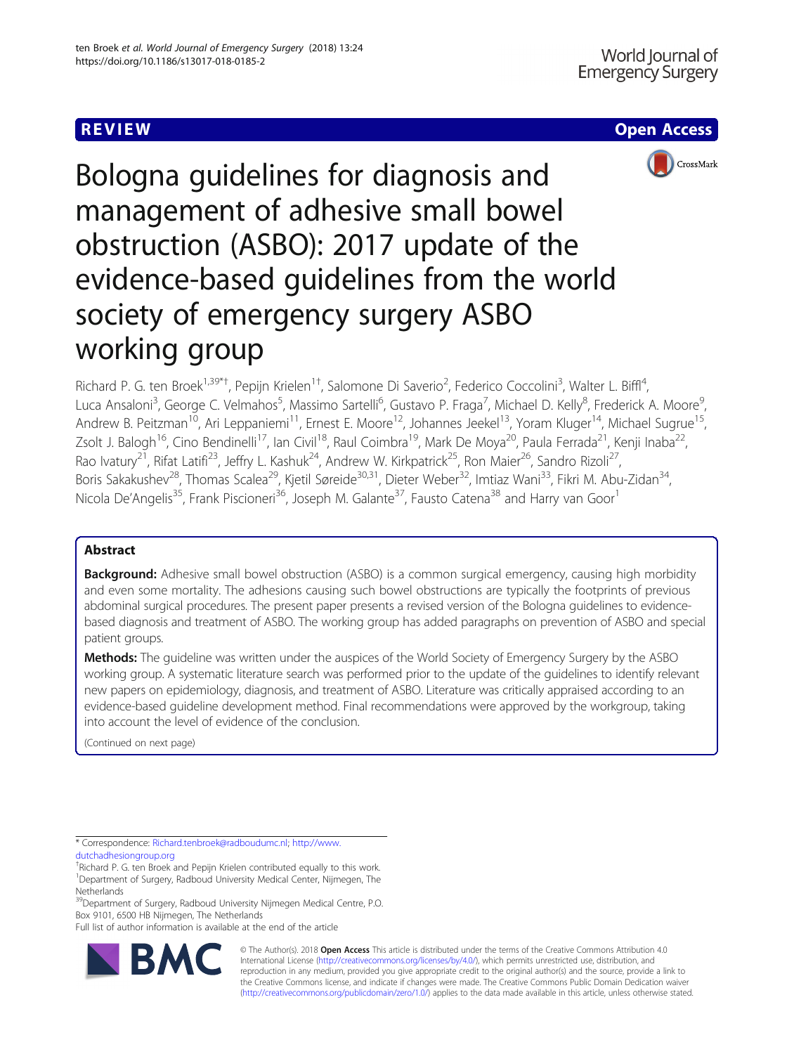REVIEW

Open Access

# Bologna guidelines for diagnosis and management of adhesive small bowel obstruction (ASBO): 2017 update of the evidence-based guidelines from the world society of emergency surgery ASBO working group

Richard P. G. ten Broek[1,39*†], Pepijn Krielen[1†], Salomone Di Saverio[2], Federico Coccolini[3], Walter L. Biffl[4], Luca Ansaloni[3], George C. Velmahos[5], Massimo Sartelli[6], Gustavo P. Fraga[7], Michael D. Kelly[8], Frederick A. Moore[9], Andrew B. Peitzman[10], Ari Leppaniemi[11], Ernest E. Moore[12], Johannes Jeekel[13], Yoram Kluger[14], Michael Sugrue[15], Zsolt J. Balogh[16], Cino Bendinelli[17], Ian Civil[18], Raul Coimbra[19], Mark De Moya[20], Paula Ferrada[21], Kenji Inaba[22], Rao Ivatury[21], Rifat Latifi[23], Jeffry L. Kashuk[24], Andrew W. Kirkpatrick[25], Ron Maier[26], Sandro Rizoli[27], Boris Sakakushev[28], Thomas Scalea[29], Kjetil Søreide[30,31], Dieter Weber[32], Imtiaz Wani[33], Fikri M. Abu-Zidan[34], Nicola De'Angelis[35], Frank Piscioneri[36], Joseph M. Galante[37], Fausto Catena[38] and Harry van Goor[1]

## Abstract

**Background:** Adhesive small bowel obstruction (ASBO) is a common surgical emergency, causing high morbidity and even some mortality. The adhesions causing such bowel obstructions are typically the footprints of previous abdominal surgical procedures. The present paper presents a revised version of the Bologna guidelines to evidence-based diagnosis and treatment of ASBO. The working group has added paragraphs on prevention of ASBO and special patient groups.

**Methods:** The guideline was written under the auspices of the World Society of Emergency Surgery by the ASBO working group. A systematic literature search was performed prior to the update of the guidelines to identify relevant new papers on epidemiology, diagnosis, and treatment of ASBO. Literature was critically appraised according to an evidence-based guideline development method. Final recommendations were approved by the workgroup, taking into account the level of evidence of the conclusion.

(Continued on next page)

\* Correspondence: Richard.tenbroek@radboudumc.nl; http://www.dutchadhesiongroup.org

†Richard P. G. ten Broek and Pepijn Krielen contributed equally to this work.

[1]Department of Surgery, Radboud University Medical Center, Nijmegen, The Netherlands

[39]Department of Surgery, Radboud University Nijmegen Medical Centre, P.O. Box 9101, 6500 HB Nijmegen, The Netherlands

Full list of author information is available at the end of the article

© The Author(s). 2018 **Open Access** This article is distributed under the terms of the Creative Commons Attribution 4.0 International License (http://creativecommons.org/licenses/by/4.0/), which permits unrestricted use, distribution, and reproduction in any medium, provided you give appropriate credit to the original author(s) and the source, provide a link to the Creative Commons license, and indicate if changes were made. The Creative Commons Public Domain Dedication waiver (http://creativecommons.org/publicdomain/zero/1.0/) applies to the data made available in this article, unless otherwise stated.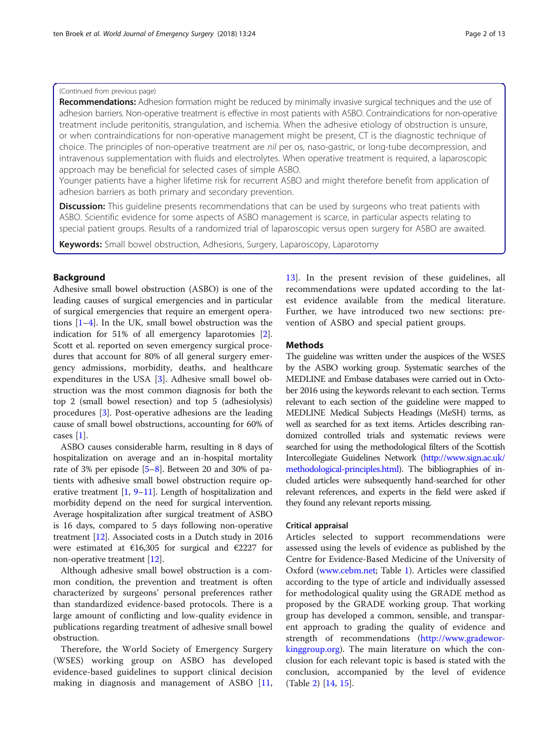(Continued from previous page)

**Recommendations:** Adhesion formation might be reduced by minimally invasive surgical techniques and the use of adhesion barriers. Non-operative treatment is effective in most patients with ASBO. Contraindications for non-operative treatment include peritonitis, strangulation, and ischemia. When the adhesive etiology of obstruction is unsure, or when contraindications for non-operative management might be present, CT is the diagnostic technique of choice. The principles of non-operative treatment are *nil* per os, naso-gastric, or long-tube decompression, and intravenous supplementation with fluids and electrolytes. When operative treatment is required, a laparoscopic approach may be beneficial for selected cases of simple ASBO.

Younger patients have a higher lifetime risk for recurrent ASBO and might therefore benefit from application of adhesion barriers as both primary and secondary prevention.

**Discussion:** This guideline presents recommendations that can be used by surgeons who treat patients with ASBO. Scientific evidence for some aspects of ASBO management is scarce, in particular aspects relating to special patient groups. Results of a randomized trial of laparoscopic versus open surgery for ASBO are awaited.

**Keywords:** Small bowel obstruction, Adhesions, Surgery, Laparoscopy, Laparotomy

## Background

Adhesive small bowel obstruction (ASBO) is one of the leading causes of surgical emergencies and in particular of surgical emergencies that require an emergent operations [1–4]. In the UK, small bowel obstruction was the indication for 51% of all emergency laparotomies [2]. Scott et al. reported on seven emergency surgical procedures that account for 80% of all general surgery emergency admissions, morbidity, deaths, and healthcare expenditures in the USA [3]. Adhesive small bowel obstruction was the most common diagnosis for both the top 2 (small bowel resection) and top 5 (adhesiolysis) procedures [3]. Post-operative adhesions are the leading cause of small bowel obstructions, accounting for 60% of cases [1].

ASBO causes considerable harm, resulting in 8 days of hospitalization on average and an in-hospital mortality rate of 3% per episode [5–8]. Between 20 and 30% of patients with adhesive small bowel obstruction require operative treatment [1, 9–11]. Length of hospitalization and morbidity depend on the need for surgical intervention. Average hospitalization after surgical treatment of ASBO is 16 days, compared to 5 days following non-operative treatment [12]. Associated costs in a Dutch study in 2016 were estimated at €16,305 for surgical and €2227 for non-operative treatment [12].

Although adhesive small bowel obstruction is a common condition, the prevention and treatment is often characterized by surgeons' personal preferences rather than standardized evidence-based protocols. There is a large amount of conflicting and low-quality evidence in publications regarding treatment of adhesive small bowel obstruction.

Therefore, the World Society of Emergency Surgery (WSES) working group on ASBO has developed evidence-based guidelines to support clinical decision making in diagnosis and management of ASBO [11, 13]. In the present revision of these guidelines, all recommendations were updated according to the latest evidence available from the medical literature. Further, we have introduced two new sections: prevention of ASBO and special patient groups.

## Methods

The guideline was written under the auspices of the WSES by the ASBO working group. Systematic searches of the MEDLINE and Embase databases were carried out in October 2016 using the keywords relevant to each section. Terms relevant to each section of the guideline were mapped to MEDLINE Medical Subjects Headings (MeSH) terms, as well as searched for as text items. Articles describing randomized controlled trials and systematic reviews were searched for using the methodological filters of the Scottish Intercollegiate Guidelines Network (http://www.sign.ac.uk/methodological-principles.html). The bibliographies of included articles were subsequently hand-searched for other relevant references, and experts in the field were asked if they found any relevant reports missing.

### Critical appraisal

Articles selected to support recommendations were assessed using the levels of evidence as published by the Centre for Evidence-Based Medicine of the University of Oxford (www.cebm.net; Table 1). Articles were classified according to the type of article and individually assessed for methodological quality using the GRADE method as proposed by the GRADE working group. That working group has developed a common, sensible, and transparent approach to grading the quality of evidence and strength of recommendations (http://www.gradeworkinggroup.org). The main literature on which the conclusion for each relevant topic is based is stated with the conclusion, accompanied by the level of evidence (Table 2) [14, 15].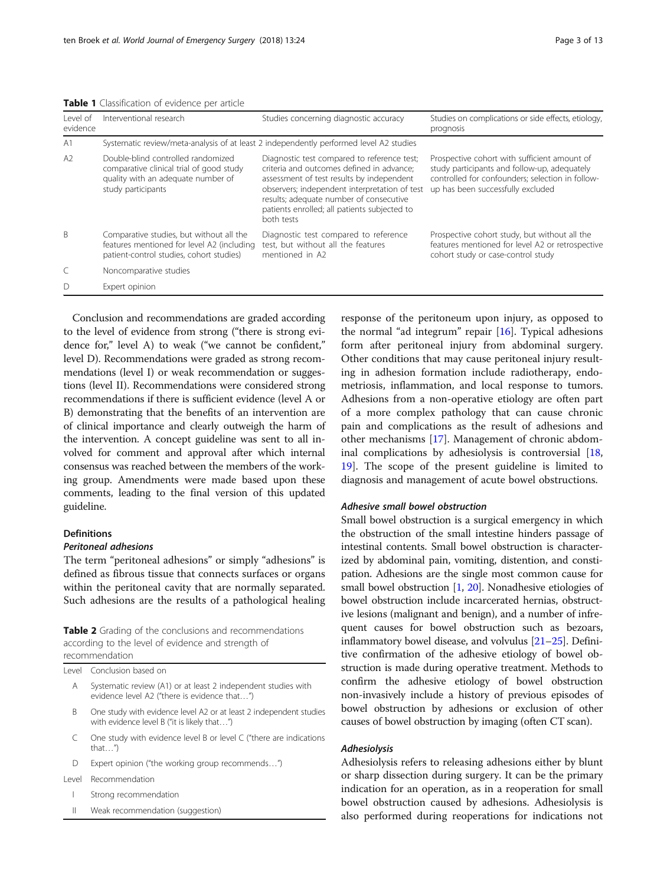**Table 1** Classification of evidence per article

| Level of evidence | Interventional research | Studies concerning diagnostic accuracy | Studies on complications or side effects, etiology, prognosis |
|---|---|---|---|
| A1 | Systematic review/meta-analysis of at least 2 independently performed level A2 studies | | |
| A2 | Double-blind controlled randomized comparative clinical trial of good study quality with an adequate number of study participants | Diagnostic test compared to reference test; criteria and outcomes defined in advance; assessment of test results by independent observers; independent interpretation of test results; adequate number of consecutive patients enrolled; all patients subjected to both tests | Prospective cohort with sufficient amount of study participants and follow-up, adequately controlled for confounders; selection in follow-up has been successfully excluded |
| B | Comparative studies, but without all the features mentioned for level A2 (including patient-control studies, cohort studies) | Diagnostic test compared to reference test, but without all the features mentioned in A2 | Prospective cohort study, but without all the features mentioned for level A2 or retrospective cohort study or case-control study |
| C | Noncomparative studies | | |
| D | Expert opinion | | |

Conclusion and recommendations are graded according to the level of evidence from strong ("there is strong evidence for," level A) to weak ("we cannot be confident," level D). Recommendations were graded as strong recommendations (level I) or weak recommendation or suggestions (level II). Recommendations were considered strong recommendations if there is sufficient evidence (level A or B) demonstrating that the benefits of an intervention are of clinical importance and clearly outweigh the harm of the intervention. A concept guideline was sent to all involved for comment and approval after which internal consensus was reached between the members of the working group. Amendments were made based upon these comments, leading to the final version of this updated guideline.

## Definitions

### *Peritoneal adhesions*

The term "peritoneal adhesions" or simply "adhesions" is defined as fibrous tissue that connects surfaces or organs within the peritoneal cavity that are normally separated. Such adhesions are the results of a pathological healing response of the peritoneum upon injury, as opposed to the normal "ad integrum" repair [16]. Typical adhesions form after peritoneal injury from abdominal surgery. Other conditions that may cause peritoneal injury resulting in adhesion formation include radiotherapy, endometriosis, inflammation, and local response to tumors. Adhesions from a non-operative etiology are often part of a more complex pathology that can cause chronic pain and complications as the result of adhesions and other mechanisms [17]. Management of chronic abdominal complications by adhesiolysis is controversial [18, 19]. The scope of the present guideline is limited to diagnosis and management of acute bowel obstructions.

**Table 2** Grading of the conclusions and recommendations according to the level of evidence and strength of recommendation

| Level | Conclusion based on |
|---|---|
| A | Systematic review (A1) or at least 2 independent studies with evidence level A2 ("there is evidence that…") |
| B | One study with evidence level A2 or at least 2 independent studies with evidence level B ("it is likely that…") |
| C | One study with evidence level B or level C ("there are indications that…") |
| D | Expert opinion ("the working group recommends…") |
| **Level** | **Recommendation** |
| I | Strong recommendation |
| II | Weak recommendation (suggestion) |

### *Adhesive small bowel obstruction*

Small bowel obstruction is a surgical emergency in which the obstruction of the small intestine hinders passage of intestinal contents. Small bowel obstruction is characterized by abdominal pain, vomiting, distention, and constipation. Adhesions are the single most common cause for small bowel obstruction [1, 20]. Nonadhesive etiologies of bowel obstruction include incarcerated hernias, obstructive lesions (malignant and benign), and a number of infrequent causes for bowel obstruction such as bezoars, inflammatory bowel disease, and volvulus [21–25]. Definitive confirmation of the adhesive etiology of bowel obstruction is made during operative treatment. Methods to confirm the adhesive etiology of bowel obstruction non-invasively include a history of previous episodes of bowel obstruction by adhesions or exclusion of other causes of bowel obstruction by imaging (often CT scan).

### *Adhesiolysis*

Adhesiolysis refers to releasing adhesions either by blunt or sharp dissection during surgery. It can be the primary indication for an operation, as in a reoperation for small bowel obstruction caused by adhesions. Adhesiolysis is also performed during reoperations for indications not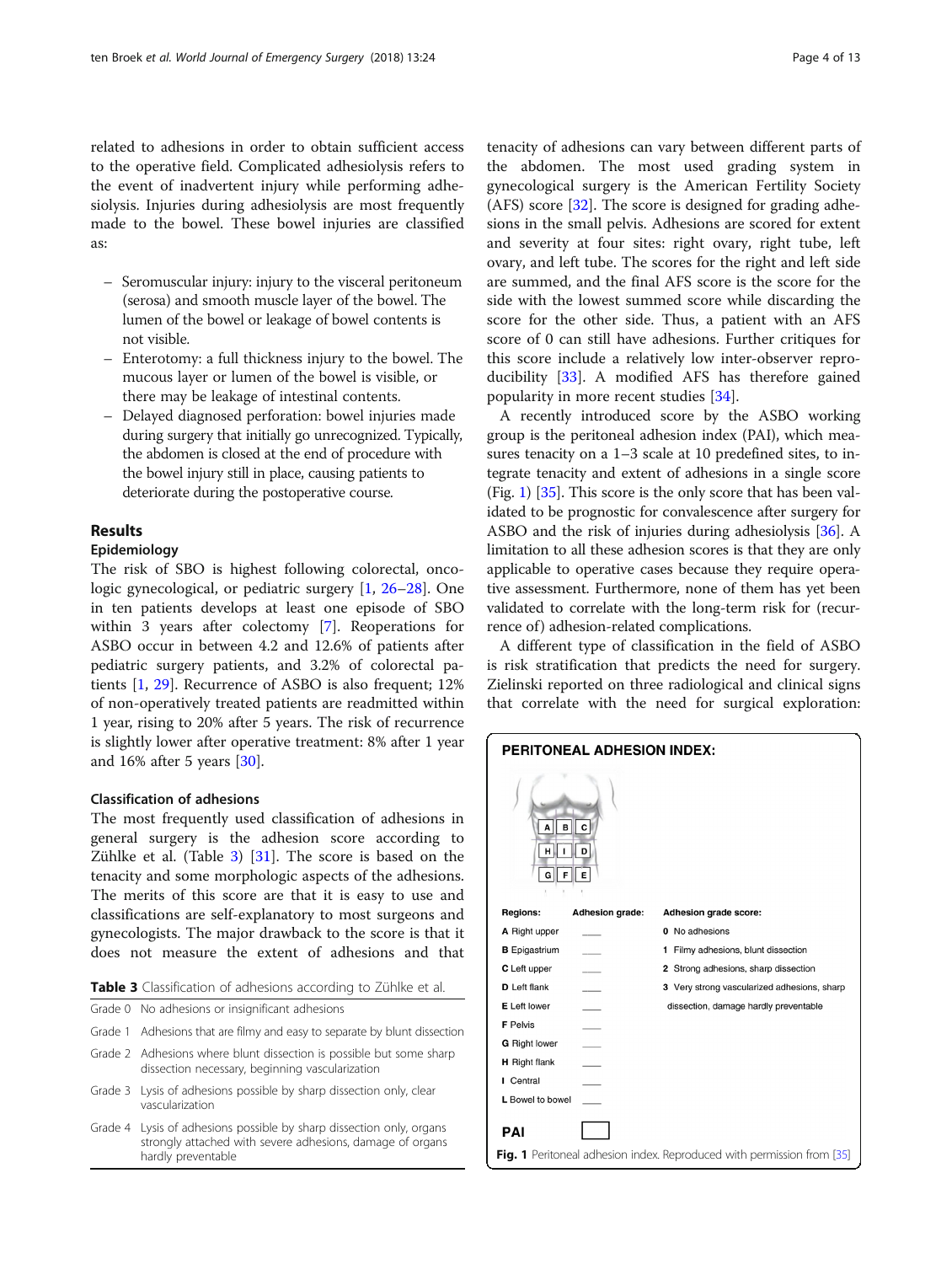related to adhesions in order to obtain sufficient access to the operative field. Complicated adhesiolysis refers to the event of inadvertent injury while performing adhesiolysis. Injuries during adhesiolysis are most frequently made to the bowel. These bowel injuries are classified as:

- Seromuscular injury: injury to the visceral peritoneum (serosa) and smooth muscle layer of the bowel. The lumen of the bowel or leakage of bowel contents is not visible.
- Enterotomy: a full thickness injury to the bowel. The mucous layer or lumen of the bowel is visible, or there may be leakage of intestinal contents.
- Delayed diagnosed perforation: bowel injuries made during surgery that initially go unrecognized. Typically, the abdomen is closed at the end of procedure with the bowel injury still in place, causing patients to deteriorate during the postoperative course.

## Results

### Epidemiology

The risk of SBO is highest following colorectal, oncologic gynecological, or pediatric surgery [1, 26–28]. One in ten patients develops at least one episode of SBO within 3 years after colectomy [7]. Reoperations for ASBO occur in between 4.2 and 12.6% of patients after pediatric surgery patients, and 3.2% of colorectal patients [1, 29]. Recurrence of ASBO is also frequent; 12% of non-operatively treated patients are readmitted within 1 year, rising to 20% after 5 years. The risk of recurrence is slightly lower after operative treatment: 8% after 1 year and 16% after 5 years [30].

### Classification of adhesions

The most frequently used classification of adhesions in general surgery is the adhesion score according to Zühlke et al. (Table 3) [31]. The score is based on the tenacity and some morphologic aspects of the adhesions. The merits of this score are that it is easy to use and classifications are self-explanatory to most surgeons and gynecologists. The major drawback to the score is that it does not measure the extent of adhesions and that tenacity of adhesions can vary between different parts of the abdomen. The most used grading system in gynecological surgery is the American Fertility Society (AFS) score [32]. The score is designed for grading adhesions in the small pelvis. Adhesions are scored for extent and severity at four sites: right ovary, right tube, left ovary, and left tube. The scores for the right and left side are summed, and the final AFS score is the score for the side with the lowest summed score while discarding the score for the other side. Thus, a patient with an AFS score of 0 can still have adhesions. Further critiques for this score include a relatively low inter-observer reproducibility [33]. A modified AFS has therefore gained popularity in more recent studies [34].

**Table 3** Classification of adhesions according to Zühlke et al.

| | |
|---|---|
| Grade 0 | No adhesions or insignificant adhesions |
| Grade 1 | Adhesions that are filmy and easy to separate by blunt dissection |
| Grade 2 | Adhesions where blunt dissection is possible but some sharp dissection necessary, beginning vascularization |
| Grade 3 | Lysis of adhesions possible by sharp dissection only, clear vascularization |
| Grade 4 | Lysis of adhesions possible by sharp dissection only, organs strongly attached with severe adhesions, damage of organs hardly preventable |

A recently introduced score by the ASBO working group is the peritoneal adhesion index (PAI), which measures tenacity on a 1–3 scale at 10 predefined sites, to integrate tenacity and extent of adhesions in a single score (Fig. 1) [35]. This score is the only score that has been validated to be prognostic for convalescence after surgery for ASBO and the risk of injuries during adhesiolysis [36]. A limitation to all these adhesion scores is that they are only applicable to operative cases because they require operative assessment. Furthermore, none of them has yet been validated to correlate with the long-term risk for (recurrence of) adhesion-related complications.

A different type of classification in the field of ASBO is risk stratification that predicts the need for surgery. Zielinski reported on three radiological and clinical signs that correlate with the need for surgical exploration:

**PERITONEAL ADHESION INDEX:**

| Regions: | Adhesion grade: | Adhesion grade score: |
|---|---|---|
| **A** Right upper | ___ | **0** No adhesions |
| **B** Epigastrium | ___ | **1** Filmy adhesions, blunt dissection |
| **C** Left upper | ___ | **2** Strong adhesions, sharp dissection |
| **D** Left flank | ___ | **3** Very strong vascularized adhesions, sharp dissection, damage hardly preventable |
| **E** Left lower | ___ | |
| **F** Pelvis | ___ | |
| **G** Right lower | ___ | |
| **H** Right flank | ___ | |
| **I** Central | ___ | |
| **L** Bowel to bowel | ___ | |

**PAI** ☐

**Fig. 1** Peritoneal adhesion index. Reproduced with permission from [35]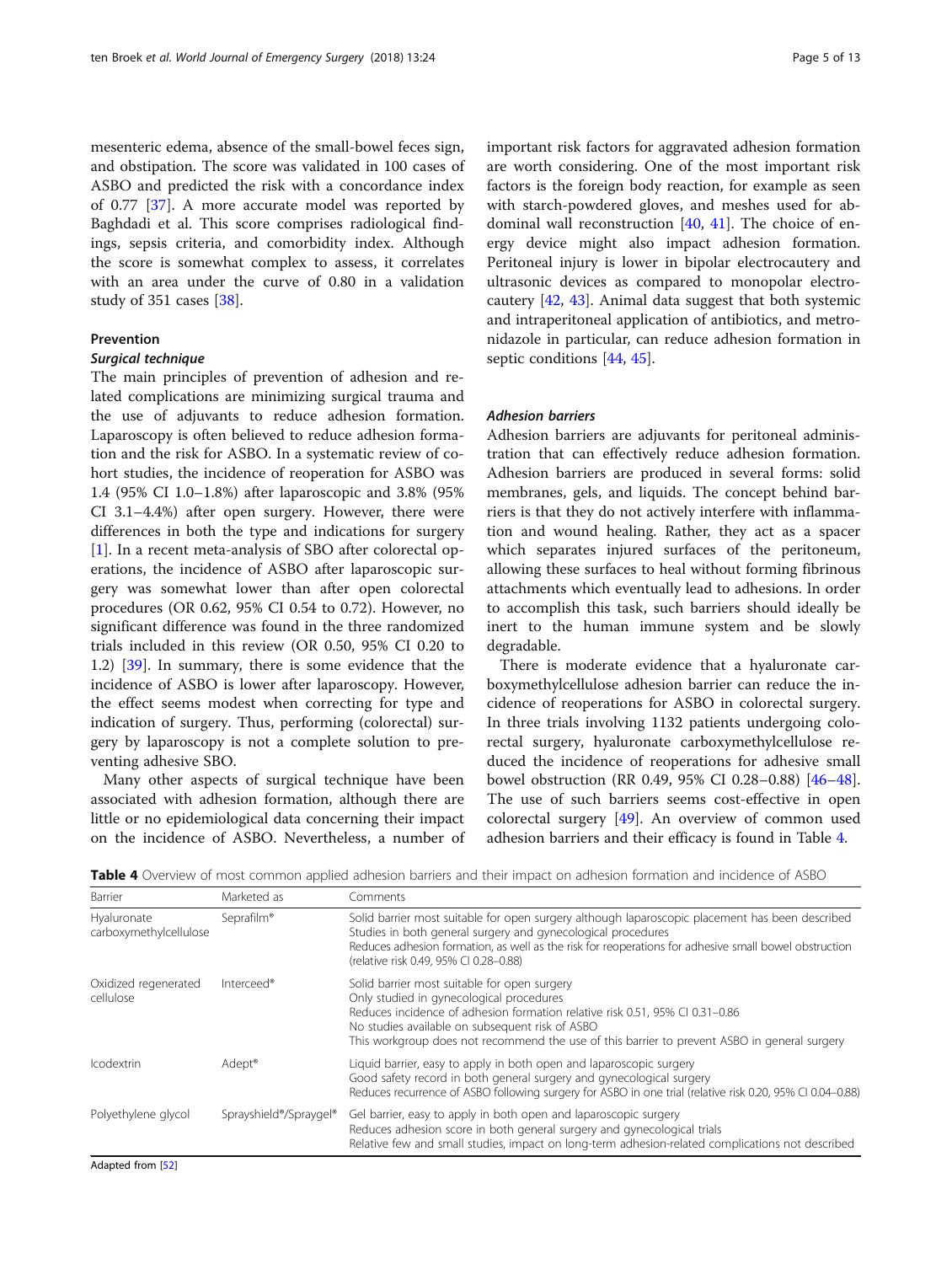mesenteric edema, absence of the small-bowel feces sign, and obstipation. The score was validated in 100 cases of ASBO and predicted the risk with a concordance index of 0.77 [37]. A more accurate model was reported by Baghdadi et al. This score comprises radiological findings, sepsis criteria, and comorbidity index. Although the score is somewhat complex to assess, it correlates with an area under the curve of 0.80 in a validation study of 351 cases [38].

## Prevention

### *Surgical technique*

The main principles of prevention of adhesion and related complications are minimizing surgical trauma and the use of adjuvants to reduce adhesion formation. Laparoscopy is often believed to reduce adhesion formation and the risk for ASBO. In a systematic review of cohort studies, the incidence of reoperation for ASBO was 1.4 (95% CI 1.0–1.8%) after laparoscopic and 3.8% (95% CI 3.1–4.4%) after open surgery. However, there were differences in both the type and indications for surgery [1]. In a recent meta-analysis of SBO after colorectal operations, the incidence of ASBO after laparoscopic surgery was somewhat lower than after open colorectal procedures (OR 0.62, 95% CI 0.54 to 0.72). However, no significant difference was found in the three randomized trials included in this review (OR 0.50, 95% CI 0.20 to 1.2) [39]. In summary, there is some evidence that the incidence of ASBO is lower after laparoscopy. However, the effect seems modest when correcting for type and indication of surgery. Thus, performing (colorectal) surgery by laparoscopy is not a complete solution to preventing adhesive SBO.

Many other aspects of surgical technique have been associated with adhesion formation, although there are little or no epidemiological data concerning their impact on the incidence of ASBO. Nevertheless, a number of important risk factors for aggravated adhesion formation are worth considering. One of the most important risk factors is the foreign body reaction, for example as seen with starch-powdered gloves, and meshes used for abdominal wall reconstruction [40, 41]. The choice of energy device might also impact adhesion formation. Peritoneal injury is lower in bipolar electrocautery and ultrasonic devices as compared to monopolar electrocautery [42, 43]. Animal data suggest that both systemic and intraperitoneal application of antibiotics, and metronidazole in particular, can reduce adhesion formation in septic conditions [44, 45].

### *Adhesion barriers*

Adhesion barriers are adjuvants for peritoneal administration that can effectively reduce adhesion formation. Adhesion barriers are produced in several forms: solid membranes, gels, and liquids. The concept behind barriers is that they do not actively interfere with inflammation and wound healing. Rather, they act as a spacer which separates injured surfaces of the peritoneum, allowing these surfaces to heal without forming fibrinous attachments which eventually lead to adhesions. In order to accomplish this task, such barriers should ideally be inert to the human immune system and be slowly degradable.

There is moderate evidence that a hyaluronate carboxymethylcellulose adhesion barrier can reduce the incidence of reoperations for ASBO in colorectal surgery. In three trials involving 1132 patients undergoing colorectal surgery, hyaluronate carboxymethylcellulose reduced the incidence of reoperations for adhesive small bowel obstruction (RR 0.49, 95% CI 0.28–0.88) [46–48]. The use of such barriers seems cost-effective in open colorectal surgery [49]. An overview of common used adhesion barriers and their efficacy is found in Table 4.

**Table 4** Overview of most common applied adhesion barriers and their impact on adhesion formation and incidence of ASBO

| Barrier | Marketed as | Comments |
|---|---|---|
| Hyaluronate carboxymethylcellulose | Seprafilm® | Solid barrier most suitable for open surgery although laparoscopic placement has been described<br>Studies in both general surgery and gynecological procedures<br>Reduces adhesion formation, as well as the risk for reoperations for adhesive small bowel obstruction (relative risk 0.49, 95% CI 0.28–0.88) |
| Oxidized regenerated cellulose | Interceed® | Solid barrier most suitable for open surgery<br>Only studied in gynecological procedures<br>Reduces incidence of adhesion formation relative risk 0.51, 95% CI 0.31–0.86<br>No studies available on subsequent risk of ASBO<br>This workgroup does not recommend the use of this barrier to prevent ASBO in general surgery |
| Icodextrin | Adept® | Liquid barrier, easy to apply in both open and laparoscopic surgery<br>Good safety record in both general surgery and gynecological surgery<br>Reduces recurrence of ASBO following surgery for ASBO in one trial (relative risk 0.20, 95% CI 0.04–0.88) |
| Polyethylene glycol | Sprayshield®/Spraygel® | Gel barrier, easy to apply in both open and laparoscopic surgery<br>Reduces adhesion score in both general surgery and gynecological trials<br>Relative few and small studies, impact on long-term adhesion-related complications not described |

Adapted from [52]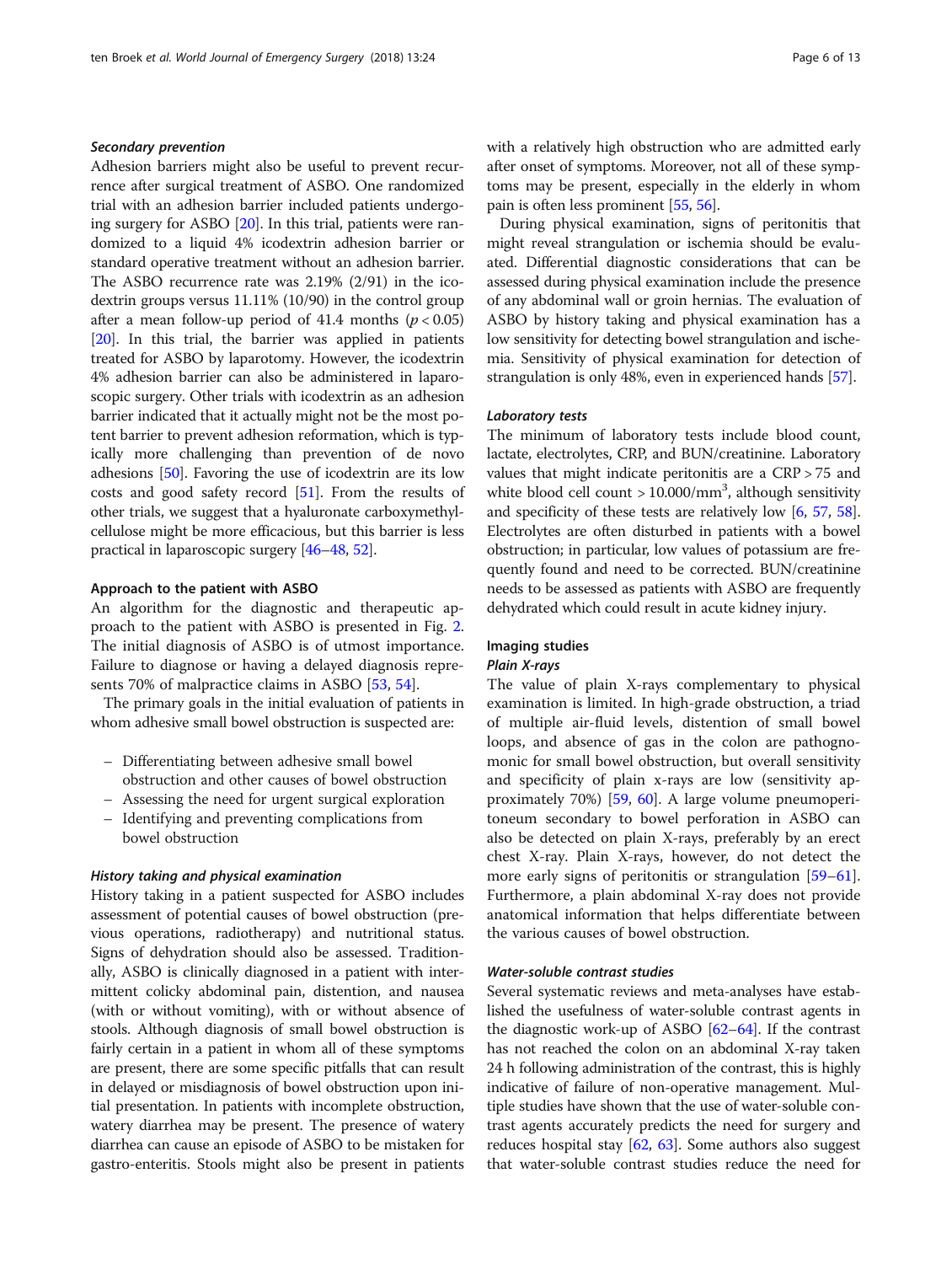#### *Secondary prevention*

Adhesion barriers might also be useful to prevent recurrence after surgical treatment of ASBO. One randomized trial with an adhesion barrier included patients undergoing surgery for ASBO [20]. In this trial, patients were randomized to a liquid 4% icodextrin adhesion barrier or standard operative treatment without an adhesion barrier. The ASBO recurrence rate was 2.19% (2/91) in the icodextrin groups versus 11.11% (10/90) in the control group after a mean follow-up period of 41.4 months ($p < 0.05$) [20]. In this trial, the barrier was applied in patients treated for ASBO by laparotomy. However, the icodextrin 4% adhesion barrier can also be administered in laparoscopic surgery. Other trials with icodextrin as an adhesion barrier indicated that it actually might not be the most potent barrier to prevent adhesion reformation, which is typically more challenging than prevention of de novo adhesions [50]. Favoring the use of icodextrin are its low costs and good safety record [51]. From the results of other trials, we suggest that a hyaluronate carboxymethylcellulose might be more efficacious, but this barrier is less practical in laparoscopic surgery [46–48, 52].

### Approach to the patient with ASBO

An algorithm for the diagnostic and therapeutic approach to the patient with ASBO is presented in Fig. 2. The initial diagnosis of ASBO is of utmost importance. Failure to diagnose or having a delayed diagnosis represents 70% of malpractice claims in ASBO [53, 54].

The primary goals in the initial evaluation of patients in whom adhesive small bowel obstruction is suspected are:

- Differentiating between adhesive small bowel obstruction and other causes of bowel obstruction
- Assessing the need for urgent surgical exploration
- Identifying and preventing complications from bowel obstruction

#### *History taking and physical examination*

History taking in a patient suspected for ASBO includes assessment of potential causes of bowel obstruction (previous operations, radiotherapy) and nutritional status. Signs of dehydration should also be assessed. Traditionally, ASBO is clinically diagnosed in a patient with intermittent colicky abdominal pain, distention, and nausea (with or without vomiting), with or without absence of stools. Although diagnosis of small bowel obstruction is fairly certain in a patient in whom all of these symptoms are present, there are some specific pitfalls that can result in delayed or misdiagnosis of bowel obstruction upon initial presentation. In patients with incomplete obstruction, watery diarrhea may be present. The presence of watery diarrhea can cause an episode of ASBO to be mistaken for gastro-enteritis. Stools might also be present in patients with a relatively high obstruction who are admitted early after onset of symptoms. Moreover, not all of these symptoms may be present, especially in the elderly in whom pain is often less prominent [55, 56].

During physical examination, signs of peritonitis that might reveal strangulation or ischemia should be evaluated. Differential diagnostic considerations that can be assessed during physical examination include the presence of any abdominal wall or groin hernias. The evaluation of ASBO by history taking and physical examination has a low sensitivity for detecting bowel strangulation and ischemia. Sensitivity of physical examination for detection of strangulation is only 48%, even in experienced hands [57].

#### *Laboratory tests*

The minimum of laboratory tests include blood count, lactate, electrolytes, CRP, and BUN/creatinine. Laboratory values that might indicate peritonitis are a CRP > 75 and white blood cell count > 10.000/$mm^3$, although sensitivity and specificity of these tests are relatively low [6, 57, 58]. Electrolytes are often disturbed in patients with a bowel obstruction; in particular, low values of potassium are frequently found and need to be corrected. BUN/creatinine needs to be assessed as patients with ASBO are frequently dehydrated which could result in acute kidney injury.

### Imaging studies

#### *Plain X-rays*

The value of plain X-rays complementary to physical examination is limited. In high-grade obstruction, a triad of multiple air-fluid levels, distention of small bowel loops, and absence of gas in the colon are pathognomonic for small bowel obstruction, but overall sensitivity and specificity of plain x-rays are low (sensitivity approximately 70%) [59, 60]. A large volume pneumoperitoneum secondary to bowel perforation in ASBO can also be detected on plain X-rays, preferably by an erect chest X-ray. Plain X-rays, however, do not detect the more early signs of peritonitis or strangulation [59–61]. Furthermore, a plain abdominal X-ray does not provide anatomical information that helps differentiate between the various causes of bowel obstruction.

#### *Water-soluble contrast studies*

Several systematic reviews and meta-analyses have established the usefulness of water-soluble contrast agents in the diagnostic work-up of ASBO [62–64]. If the contrast has not reached the colon on an abdominal X-ray taken 24 h following administration of the contrast, this is highly indicative of failure of non-operative management. Multiple studies have shown that the use of water-soluble contrast agents accurately predicts the need for surgery and reduces hospital stay [62, 63]. Some authors also suggest that water-soluble contrast studies reduce the need for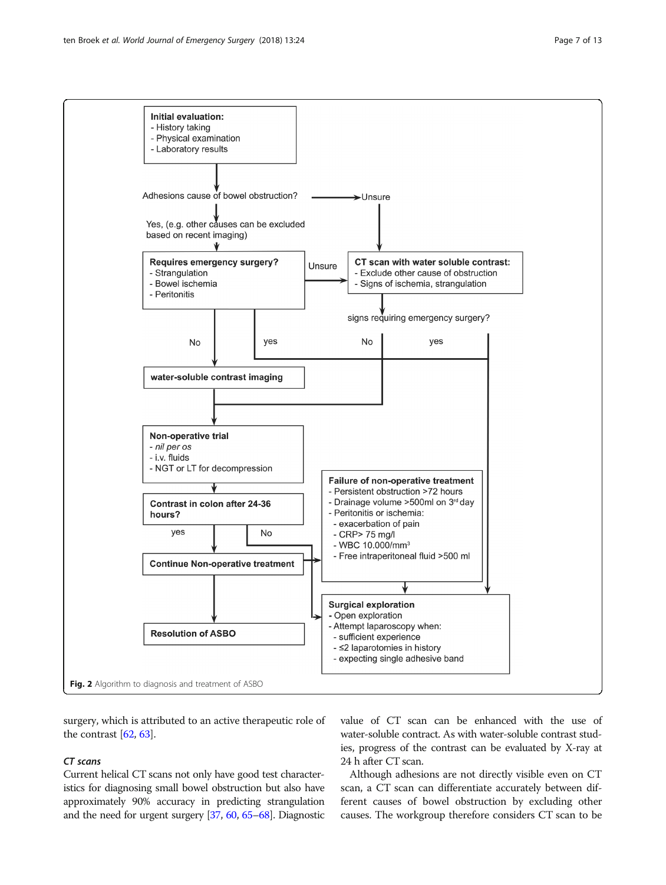**Initial evaluation:**
- History taking
- Physical examination
- Laboratory results

Adhesions cause of bowel obstruction? → Unsure

Yes, (e.g. other causes can be excluded based on recent imaging)

**Requires emergency surgery?**
- Strangulation
- Bowel ischemia
- Peritonitis

Unsure

**CT scan with water soluble contrast:**
- Exclude other cause of obstruction
- Signs of ischemia, strangulation

signs requiring emergency surgery?

No | yes | No | yes

**water-soluble contrast imaging**

**Non-operative trial**
- *nil per os*
- i.v. fluids
- NGT or LT for decompression

**Contrast in colon after 24-36 hours?**

yes | No

**Continue Non-operative treatment**

**Failure of non-operative treatment**
- Persistent obstruction >72 hours
- Drainage volume >500ml on 3rd day
- Peritonitis or ischemia:
  - exacerbation of pain
  - CRP> 75 mg/l
  - WBC 10.000/mm$^3$
  - Free intraperitoneal fluid >500 ml

**Resolution of ASBO**

**Surgical exploration**
- Open exploration
- Attempt laparoscopy when:
  - sufficient experience
  - ≤2 laparotomies in history
  - expecting single adhesive band

**Fig. 2** Algorithm to diagnosis and treatment of ASBO

surgery, which is attributed to an active therapeutic role of the contrast [62, 63].

### *CT scans*

Current helical CT scans not only have good test characteristics for diagnosing small bowel obstruction but also have approximately 90% accuracy in predicting strangulation and the need for urgent surgery [37, 60, 65–68]. Diagnostic value of CT scan can be enhanced with the use of water-soluble contract. As with water-soluble contrast studies, progress of the contrast can be evaluated by X-ray at 24 h after CT scan.

Although adhesions are not directly visible even on CT scan, a CT scan can differentiate accurately between different causes of bowel obstruction by excluding other causes. The workgroup therefore considers CT scan to be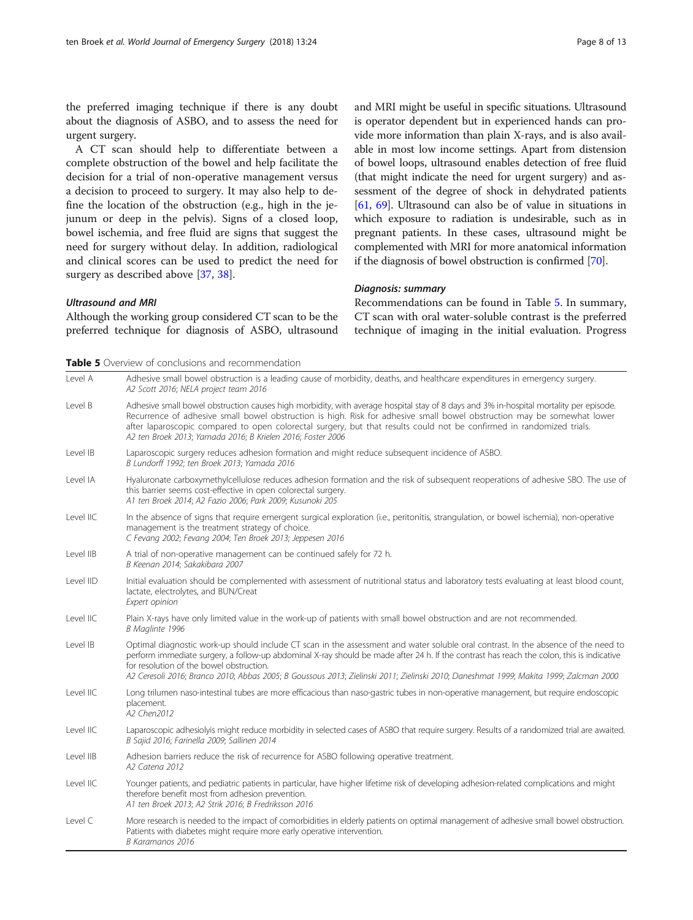the preferred imaging technique if there is any doubt about the diagnosis of ASBO, and to assess the need for urgent surgery.

A CT scan should help to differentiate between a complete obstruction of the bowel and help facilitate the decision for a trial of non-operative management versus a decision to proceed to surgery. It may also help to define the location of the obstruction (e.g., high in the jejunum or deep in the pelvis). Signs of a closed loop, bowel ischemia, and free fluid are signs that suggest the need for surgery without delay. In addition, radiological and clinical scores can be used to predict the need for surgery as described above [37, 38].

### Ultrasound and MRI

Although the working group considered CT scan to be the preferred technique for diagnosis of ASBO, ultrasound and MRI might be useful in specific situations. Ultrasound is operator dependent but in experienced hands can provide more information than plain X-rays, and is also available in most low income settings. Apart from distension of bowel loops, ultrasound enables detection of free fluid (that might indicate the need for urgent surgery) and assessment of the degree of shock in dehydrated patients [61, 69]. Ultrasound can also be of value in situations in which exposure to radiation is undesirable, such as in pregnant patients. In these cases, ultrasound might be complemented with MRI for more anatomical information if the diagnosis of bowel obstruction is confirmed [70].

### Diagnosis: summary

Recommendations can be found in Table 5. In summary, CT scan with oral water-soluble contrast is the preferred technique of imaging in the initial evaluation. Progress

**Table 5** Overview of conclusions and recommendation

| Level | Conclusion / recommendation |
|---|---|
| Level A | Adhesive small bowel obstruction is a leading cause of morbidity, deaths, and healthcare expenditures in emergency surgery. *A2 Scott 2016; NELA project team 2016* |
| Level B | Adhesive small bowel obstruction causes high morbidity, with average hospital stay of 8 days and 3% in-hospital mortality per episode. Recurrence of adhesive small bowel obstruction is high. Risk for adhesive small bowel obstruction may be somewhat lower after laparoscopic compared to open colorectal surgery, but that results could not be confirmed in randomized trials. *A2 ten Broek 2013; Yamada 2016; B Krielen 2016; Foster 2006* |
| Level IB | Laparoscopic surgery reduces adhesion formation and might reduce subsequent incidence of ASBO. *B Lundorff 1992; ten Broek 2013; Yamada 2016* |
| Level IA | Hyaluronate carboxymethylcellulose reduces adhesion formation and the risk of subsequent reoperations of adhesive SBO. The use of this barrier seems cost-effective in open colorectal surgery. *A1 ten Broek 2014; A2 Fazio 2006; Park 2009; Kusunoki 205* |
| Level IIC | In the absence of signs that require emergent surgical exploration (i.e., peritonitis, strangulation, or bowel ischemia), non-operative management is the treatment strategy of choice. *C Fevang 2002; Fevang 2004; Ten Broek 2013; Jeppesen 2016* |
| Level IIB | A trial of non-operative management can be continued safely for 72 h. *B Keenan 2014; Sakakibara 2007* |
| Level IID | Initial evaluation should be complemented with assessment of nutritional status and laboratory tests evaluating at least blood count, lactate, electrolytes, and BUN/Creat *Expert opinion* |
| Level IIC | Plain X-rays have only limited value in the work-up of patients with small bowel obstruction and are not recommended. *B Maglinte 1996* |
| Level IB | Optimal diagnostic work-up should include CT scan in the assessment and water soluble oral contrast. In the absence of the need to perform immediate surgery, a follow-up abdominal X-ray should be made after 24 h. If the contrast has reach the colon, this is indicative for resolution of the bowel obstruction. *A2 Ceresoli 2016; Branco 2010; Abbas 2005; B Goussous 2013; Zielinski 2011; Zielinski 2010; Daneshmat 1999; Makita 1999; Zalcman 2000* |
| Level IIC | Long trilumen naso-intestinal tubes are more efficacious than naso-gastric tubes in non-operative management, but require endoscopic placement. *A2 Chen2012* |
| Level IIC | Laparoscopic adhesiolyis might reduce morbidity in selected cases of ASBO that require surgery. Results of a randomized trial are awaited. *B Sajid 2016; Farinella 2009; Sallinen 2014* |
| Level IIB | Adhesion barriers reduce the risk of recurrence for ASBO following operative treatment. *A2 Catena 2012* |
| Level IIC | Younger patients, and pediatric patients in particular, have higher lifetime risk of developing adhesion-related complications and might therefore benefit most from adhesion prevention. *A1 ten Broek 2013; A2 Strik 2016; B Fredriksson 2016* |
| Level C | More research is needed to the impact of comorbidities in elderly patients on optimal management of adhesive small bowel obstruction. Patients with diabetes might require more early operative intervention. *B Karamanos 2016* |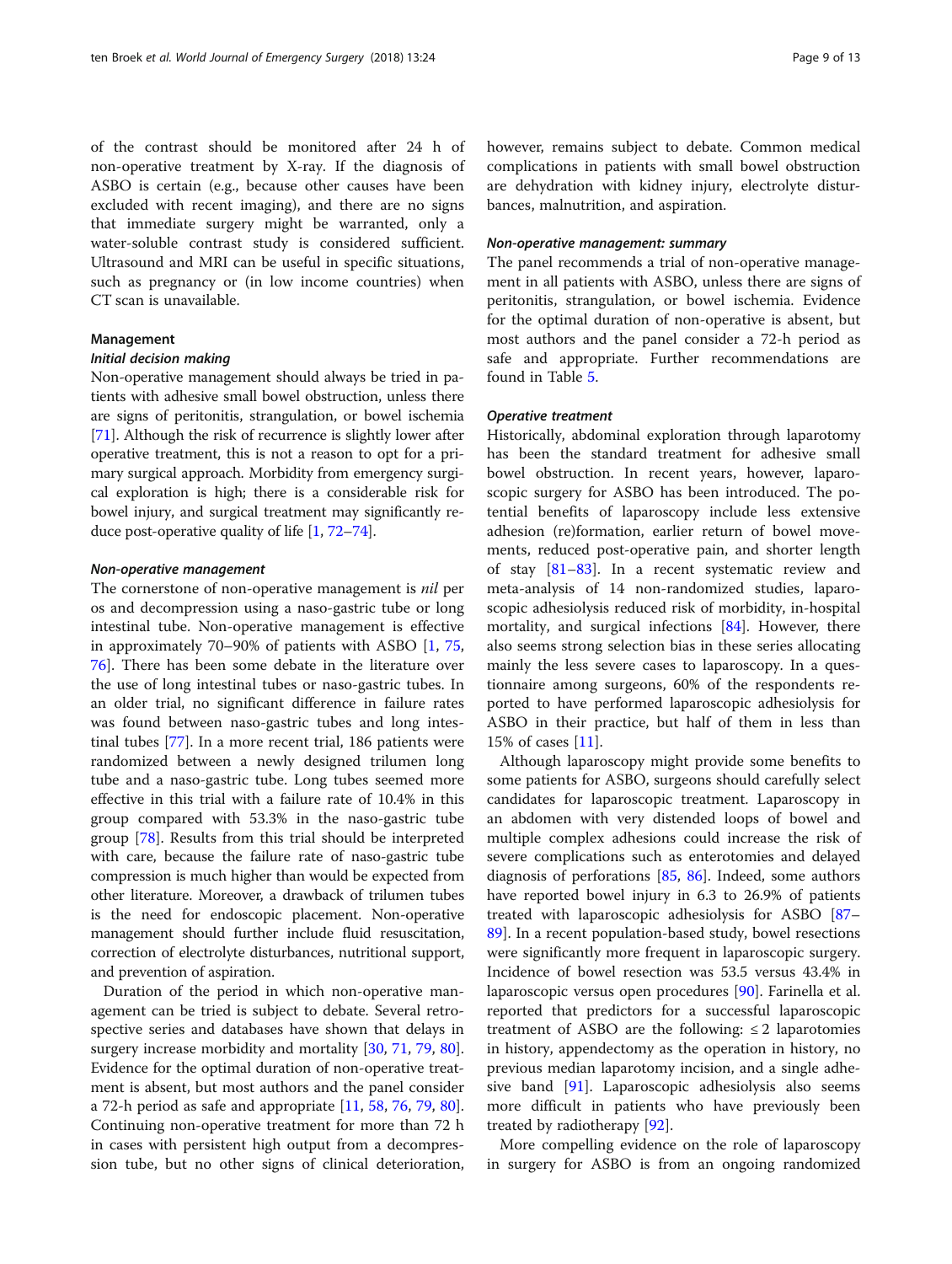of the contrast should be monitored after 24 h of non-operative treatment by X-ray. If the diagnosis of ASBO is certain (e.g., because other causes have been excluded with recent imaging), and there are no signs that immediate surgery might be warranted, only a water-soluble contrast study is considered sufficient. Ultrasound and MRI can be useful in specific situations, such as pregnancy or (in low income countries) when CT scan is unavailable.

## Management

### Initial decision making

Non-operative management should always be tried in patients with adhesive small bowel obstruction, unless there are signs of peritonitis, strangulation, or bowel ischemia [71]. Although the risk of recurrence is slightly lower after operative treatment, this is not a reason to opt for a primary surgical approach. Morbidity from emergency surgical exploration is high; there is a considerable risk for bowel injury, and surgical treatment may significantly reduce post-operative quality of life [1, 72–74].

### Non-operative management

The cornerstone of non-operative management is *nil* per os and decompression using a naso-gastric tube or long intestinal tube. Non-operative management is effective in approximately 70–90% of patients with ASBO [1, 75, 76]. There has been some debate in the literature over the use of long intestinal tubes or naso-gastric tubes. In an older trial, no significant difference in failure rates was found between naso-gastric tubes and long intestinal tubes [77]. In a more recent trial, 186 patients were randomized between a newly designed trilumen long tube and a naso-gastric tube. Long tubes seemed more effective in this trial with a failure rate of 10.4% in this group compared with 53.3% in the naso-gastric tube group [78]. Results from this trial should be interpreted with care, because the failure rate of naso-gastric tube compression is much higher than would be expected from other literature. Moreover, a drawback of trilumen tubes is the need for endoscopic placement. Non-operative management should further include fluid resuscitation, correction of electrolyte disturbances, nutritional support, and prevention of aspiration.

Duration of the period in which non-operative management can be tried is subject to debate. Several retrospective series and databases have shown that delays in surgery increase morbidity and mortality [30, 71, 79, 80]. Evidence for the optimal duration of non-operative treatment is absent, but most authors and the panel consider a 72-h period as safe and appropriate [11, 58, 76, 79, 80]. Continuing non-operative treatment for more than 72 h in cases with persistent high output from a decompression tube, but no other signs of clinical deterioration, however, remains subject to debate. Common medical complications in patients with small bowel obstruction are dehydration with kidney injury, electrolyte disturbances, malnutrition, and aspiration.

### Non-operative management: summary

The panel recommends a trial of non-operative management in all patients with ASBO, unless there are signs of peritonitis, strangulation, or bowel ischemia. Evidence for the optimal duration of non-operative is absent, but most authors and the panel consider a 72-h period as safe and appropriate. Further recommendations are found in Table 5.

### Operative treatment

Historically, abdominal exploration through laparotomy has been the standard treatment for adhesive small bowel obstruction. In recent years, however, laparoscopic surgery for ASBO has been introduced. The potential benefits of laparoscopy include less extensive adhesion (re)formation, earlier return of bowel movements, reduced post-operative pain, and shorter length of stay [81–83]. In a recent systematic review and meta-analysis of 14 non-randomized studies, laparoscopic adhesiolysis reduced risk of morbidity, in-hospital mortality, and surgical infections [84]. However, there also seems strong selection bias in these series allocating mainly the less severe cases to laparoscopy. In a questionnaire among surgeons, 60% of the respondents reported to have performed laparoscopic adhesiolysis for ASBO in their practice, but half of them in less than 15% of cases [11].

Although laparoscopy might provide some benefits to some patients for ASBO, surgeons should carefully select candidates for laparoscopic treatment. Laparoscopy in an abdomen with very distended loops of bowel and multiple complex adhesions could increase the risk of severe complications such as enterotomies and delayed diagnosis of perforations [85, 86]. Indeed, some authors have reported bowel injury in 6.3 to 26.9% of patients treated with laparoscopic adhesiolysis for ASBO [87–89]. In a recent population-based study, bowel resections were significantly more frequent in laparoscopic surgery. Incidence of bowel resection was 53.5 versus 43.4% in laparoscopic versus open procedures [90]. Farinella et al. reported that predictors for a successful laparoscopic treatment of ASBO are the following: ≤ 2 laparotomies in history, appendectomy as the operation in history, no previous median laparotomy incision, and a single adhesive band [91]. Laparoscopic adhesiolysis also seems more difficult in patients who have previously been treated by radiotherapy [92].

More compelling evidence on the role of laparoscopy in surgery for ASBO is from an ongoing randomized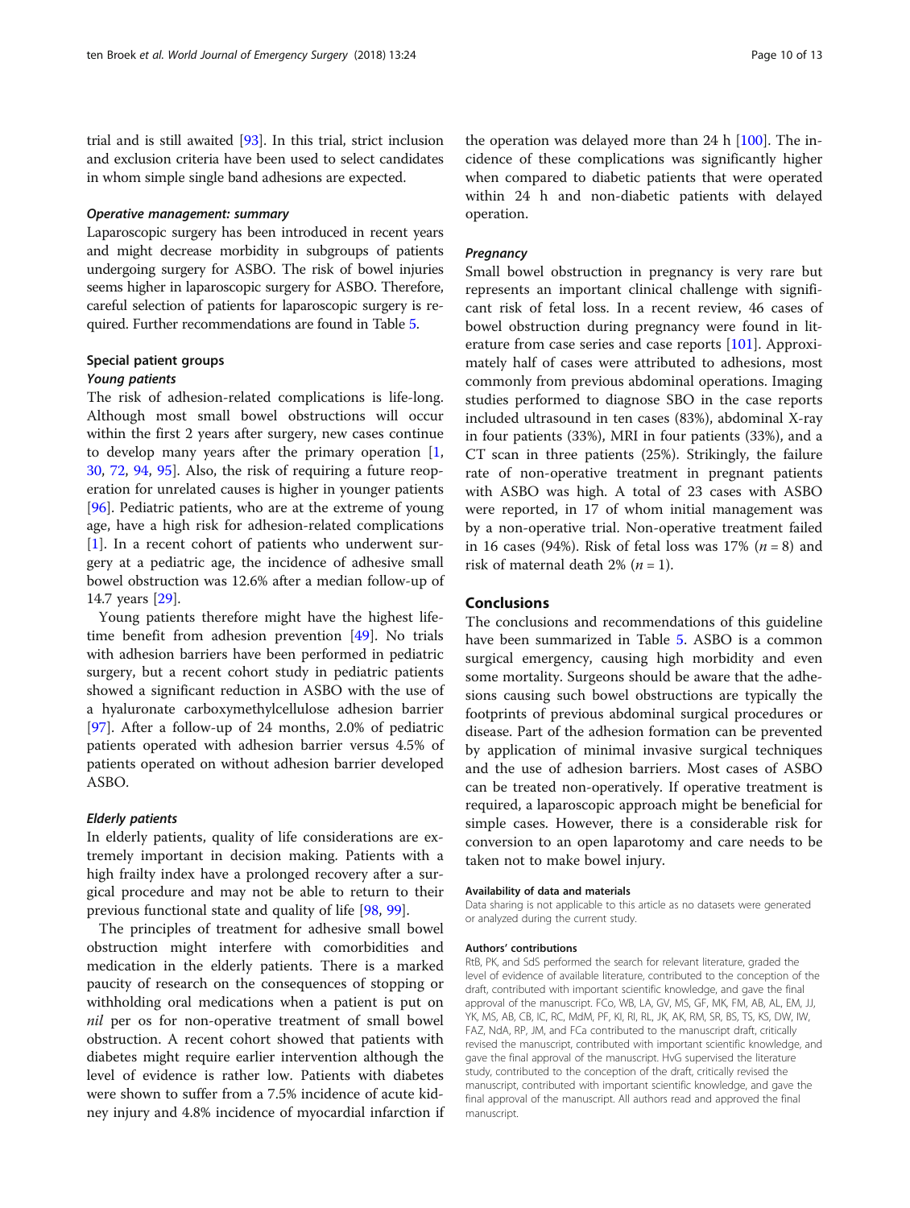trial and is still awaited [93]. In this trial, strict inclusion and exclusion criteria have been used to select candidates in whom simple single band adhesions are expected.

#### *Operative management: summary*

Laparoscopic surgery has been introduced in recent years and might decrease morbidity in subgroups of patients undergoing surgery for ASBO. The risk of bowel injuries seems higher in laparoscopic surgery for ASBO. Therefore, careful selection of patients for laparoscopic surgery is required. Further recommendations are found in Table 5.

### Special patient groups

#### *Young patients*

The risk of adhesion-related complications is life-long. Although most small bowel obstructions will occur within the first 2 years after surgery, new cases continue to develop many years after the primary operation [1, 30, 72, 94, 95]. Also, the risk of requiring a future reoperation for unrelated causes is higher in younger patients [96]. Pediatric patients, who are at the extreme of young age, have a high risk for adhesion-related complications [1]. In a recent cohort of patients who underwent surgery at a pediatric age, the incidence of adhesive small bowel obstruction was 12.6% after a median follow-up of 14.7 years [29].

Young patients therefore might have the highest lifetime benefit from adhesion prevention [49]. No trials with adhesion barriers have been performed in pediatric surgery, but a recent cohort study in pediatric patients showed a significant reduction in ASBO with the use of a hyaluronate carboxymethylcellulose adhesion barrier [97]. After a follow-up of 24 months, 2.0% of pediatric patients operated with adhesion barrier versus 4.5% of patients operated on without adhesion barrier developed ASBO.

#### *Elderly patients*

In elderly patients, quality of life considerations are extremely important in decision making. Patients with a high frailty index have a prolonged recovery after a surgical procedure and may not be able to return to their previous functional state and quality of life [98, 99].

The principles of treatment for adhesive small bowel obstruction might interfere with comorbidities and medication in the elderly patients. There is a marked paucity of research on the consequences of stopping or withholding oral medications when a patient is put on *nil* per os for non-operative treatment of small bowel obstruction. A recent cohort showed that patients with diabetes might require earlier intervention although the level of evidence is rather low. Patients with diabetes were shown to suffer from a 7.5% incidence of acute kidney injury and 4.8% incidence of myocardial infarction if the operation was delayed more than 24 h [100]. The incidence of these complications was significantly higher when compared to diabetic patients that were operated within 24 h and non-diabetic patients with delayed operation.

#### *Pregnancy*

Small bowel obstruction in pregnancy is very rare but represents an important clinical challenge with significant risk of fetal loss. In a recent review, 46 cases of bowel obstruction during pregnancy were found in literature from case series and case reports [101]. Approximately half of cases were attributed to adhesions, most commonly from previous abdominal operations. Imaging studies performed to diagnose SBO in the case reports included ultrasound in ten cases (83%), abdominal X-ray in four patients (33%), MRI in four patients (33%), and a CT scan in three patients (25%). Strikingly, the failure rate of non-operative treatment in pregnant patients with ASBO was high. A total of 23 cases with ASBO were reported, in 17 of whom initial management was by a non-operative trial. Non-operative treatment failed in 16 cases (94%). Risk of fetal loss was 17% ($n = 8$) and risk of maternal death 2% ($n = 1$).

## Conclusions

The conclusions and recommendations of this guideline have been summarized in Table 5. ASBO is a common surgical emergency, causing high morbidity and even some mortality. Surgeons should be aware that the adhesions causing such bowel obstructions are typically the footprints of previous abdominal surgical procedures or disease. Part of the adhesion formation can be prevented by application of minimal invasive surgical techniques and the use of adhesion barriers. Most cases of ASBO can be treated non-operatively. If operative treatment is required, a laparoscopic approach might be beneficial for simple cases. However, there is a considerable risk for conversion to an open laparotomy and care needs to be taken not to make bowel injury.

#### Availability of data and materials

Data sharing is not applicable to this article as no datasets were generated or analyzed during the current study.

#### Authors' contributions

RtB, PK, and SdS performed the search for relevant literature, graded the level of evidence of available literature, contributed to the conception of the draft, contributed with important scientific knowledge, and gave the final approval of the manuscript. FCo, WB, LA, GV, MS, GF, MK, FM, AB, AL, EM, JJ, YK, MS, AB, CB, IC, RC, MdM, PF, KI, RI, RL, JK, AK, RM, SR, BS, TS, KS, DW, IW, FAZ, NdA, RP, JM, and FCa contributed to the manuscript draft, critically revised the manuscript, contributed with important scientific knowledge, and gave the final approval of the manuscript. HvG supervised the literature study, contributed to the conception of the draft, critically revised the manuscript, contributed with important scientific knowledge, and gave the final approval of the manuscript. All authors read and approved the final manuscript.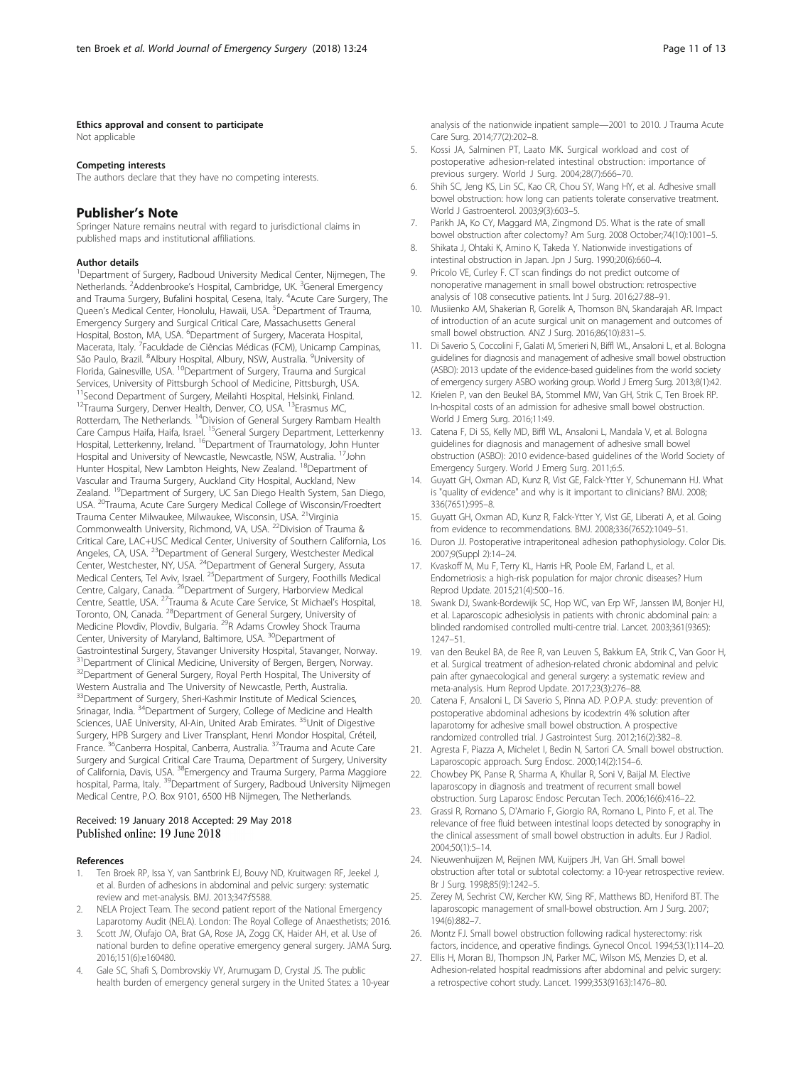#### Ethics approval and consent to participate

Not applicable

#### Competing interests

The authors declare that they have no competing interests.

## Publisher's Note

Springer Nature remains neutral with regard to jurisdictional claims in published maps and institutional affiliations.

#### Author details

[1]Department of Surgery, Radboud University Medical Center, Nijmegen, The Netherlands. [2]Addenbrooke's Hospital, Cambridge, UK. [3]General Emergency and Trauma Surgery, Bufalini hospital, Cesena, Italy. [4]Acute Care Surgery, The Queen's Medical Center, Honolulu, Hawaii, USA. [5]Department of Trauma, Emergency Surgery and Surgical Critical Care, Massachusetts General Hospital, Boston, MA, USA. [6]Department of Surgery, Macerata Hospital, Macerata, Italy. [7]Faculdade de Ciências Médicas (FCM), Unicamp Campinas, São Paulo, Brazil. [8]Albury Hospital, Albury, NSW, Australia. [9]University of Florida, Gainesville, USA. [10]Department of Surgery, Trauma and Surgical Services, University of Pittsburgh School of Medicine, Pittsburgh, USA. [11]Second Department of Surgery, Meilahti Hospital, Helsinki, Finland. [12]Trauma Surgery, Denver Health, Denver, CO, USA. [13]Erasmus MC, Rotterdam, The Netherlands. [14]Division of General Surgery Rambam Health Care Campus Haifa, Haifa, Israel. [15]General Surgery Department, Letterkenny Hospital, Letterkenny, Ireland. [16]Department of Traumatology, John Hunter Hospital and University of Newcastle, Newcastle, NSW, Australia. [17]John Hunter Hospital, New Lambton Heights, New Zealand. [18]Department of Vascular and Trauma Surgery, Auckland City Hospital, Auckland, New Zealand. [19]Department of Surgery, UC San Diego Health System, San Diego, USA. [20]Trauma, Acute Care Surgery Medical College of Wisconsin/Froedtert Trauma Center Milwaukee, Milwaukee, Wisconsin, USA. [21]Virginia Commonwealth University, Richmond, VA, USA. [22]Division of Trauma & Critical Care, LAC+USC Medical Center, University of Southern California, Los Angeles, CA, USA. [23]Department of General Surgery, Westchester Medical Center, Westchester, NY, USA. [24]Department of General Surgery, Assuta Medical Centers, Tel Aviv, Israel. [25]Department of Surgery, Foothills Medical Centre, Calgary, Canada. [26]Department of Surgery, Harborview Medical Centre, Seattle, USA. [27]Trauma & Acute Care Service, St Michael's Hospital, Toronto, ON, Canada. [28]Department of General Surgery, University of Medicine Plovdiv, Plovdiv, Bulgaria. [29]R Adams Crowley Shock Trauma Center, University of Maryland, Baltimore, USA. [30]Department of Gastrointestinal Surgery, Stavanger University Hospital, Stavanger, Norway. [31]Department of Clinical Medicine, University of Bergen, Bergen, Norway. [32]Department of General Surgery, Royal Perth Hospital, The University of Western Australia and The University of Newcastle, Perth, Australia. [33]Department of Surgery, Sheri-Kashmir Institute of Medical Sciences, Srinagar, India. [34]Department of Surgery, College of Medicine and Health Sciences, UAE University, Al-Ain, United Arab Emirates. [35]Unit of Digestive Surgery, HPB Surgery and Liver Transplant, Henri Mondor Hospital, Créteil, France. [36]Canberra Hospital, Canberra, Australia. [37]Trauma and Acute Care Surgery and Surgical Critical Care Trauma, Department of Surgery, University of California, Davis, USA. [38]Emergency and Trauma Surgery, Parma Maggiore hospital, Parma, Italy. [39]Department of Surgery, Radboud University Nijmegen Medical Centre, P.O. Box 9101, 6500 HB Nijmegen, The Netherlands.

Received: 19 January 2018 Accepted: 29 May 2018
Published online: 19 June 2018

#### References

1. Ten Broek RP, Issa Y, van Santbrink EJ, Bouvy ND, Kruitwagen RF, Jeekel J, et al. Burden of adhesions in abdominal and pelvic surgery: systematic review and met-analysis. BMJ. 2013;347:f5588.
2. NELA Project Team. The second patient report of the National Emergency Laparotomy Audit (NELA). London: The Royal College of Anaesthetists; 2016.
3. Scott JW, Olufajo OA, Brat GA, Rose JA, Zogg CK, Haider AH, et al. Use of national burden to define operative emergency general surgery. JAMA Surg. 2016;151(6):e160480.
4. Gale SC, Shafi S, Dombrovskiy VY, Arumugam D, Crystal JS. The public health burden of emergency general surgery in the United States: a 10-year analysis of the nationwide inpatient sample—2001 to 2010. J Trauma Acute Care Surg. 2014;77(2):202–8.
5. Kossi JA, Salminen PT, Laato MK. Surgical workload and cost of postoperative adhesion-related intestinal obstruction: importance of previous surgery. World J Surg. 2004;28(7):666–70.
6. Shih SC, Jeng KS, Lin SC, Kao CR, Chou SY, Wang HY, et al. Adhesive small bowel obstruction: how long can patients tolerate conservative treatment. World J Gastroenterol. 2003;9(3):603–5.
7. Parikh JA, Ko CY, Maggard MA, Zingmond DS. What is the rate of small bowel obstruction after colectomy? Am Surg. 2008 October;74(10):1001–5.
8. Shikata J, Ohtaki K, Amino K, Takeda Y. Nationwide investigations of intestinal obstruction in Japan. Jpn J Surg. 1990;20(6):660–4.
9. Pricolo VE, Curley F. CT scan findings do not predict outcome of nonoperative management in small bowel obstruction: retrospective analysis of 108 consecutive patients. Int J Surg. 2016;27:88–91.
10. Musiienko AM, Shakerian R, Gorelik A, Thomson BN, Skandarajah AR. Impact of introduction of an acute surgical unit on management and outcomes of small bowel obstruction. ANZ J Surg. 2016;86(10):831–5.
11. Di Saverio S, Coccolini F, Galati M, Smerieri N, Biffl WL, Ansaloni L, et al. Bologna guidelines for diagnosis and management of adhesive small bowel obstruction (ASBO): 2013 update of the evidence-based guidelines from the world society of emergency surgery ASBO working group. World J Emerg Surg. 2013;8(1):42.
12. Krielen P, van den Beukel BA, Stommel MW, Van GH, Strik C, Ten Broek RP. In-hospital costs of an admission for adhesive small bowel obstruction. World J Emerg Surg. 2016;11:49.
13. Catena F, Di SS, Kelly MD, Biffl WL, Ansaloni L, Mandala V, et al. Bologna guidelines for diagnosis and management of adhesive small bowel obstruction (ASBO): 2010 evidence-based guidelines of the World Society of Emergency Surgery. World J Emerg Surg. 2011;6:5.
14. Guyatt GH, Oxman AD, Kunz R, Vist GE, Falck-Ytter Y, Schunemann HJ. What is "quality of evidence" and why is it important to clinicians? BMJ. 2008; 336(7651):995–8.
15. Guyatt GH, Oxman AD, Kunz R, Falck-Ytter Y, Vist GE, Liberati A, et al. Going from evidence to recommendations. BMJ. 2008;336(7652):1049–51.
16. Duron JJ. Postoperative intraperitoneal adhesion pathophysiology. Color Dis. 2007;9(Suppl 2):14–24.
17. Kvaskoff M, Mu F, Terry KL, Harris HR, Poole EM, Farland L, et al. Endometriosis: a high-risk population for major chronic diseases? Hum Reprod Update. 2015;21(4):500–16.
18. Swank DJ, Swank-Bordewijk SC, Hop WC, van Erp WF, Janssen IM, Bonjer HJ, et al. Laparoscopic adhesiolysis in patients with chronic abdominal pain: a blinded randomised controlled multi-centre trial. Lancet. 2003;361(9365): 1247–51.
19. van den Beukel BA, de Ree R, van Leuven S, Bakkum EA, Strik C, Van Goor H, et al. Surgical treatment of adhesion-related chronic abdominal and pelvic pain after gynaecological and general surgery: a systematic review and meta-analysis. Hum Reprod Update. 2017;23(3):276–88.
20. Catena F, Ansaloni L, Di Saverio S, Pinna AD. P.O.P.A. study: prevention of postoperative abdominal adhesions by icodextrin 4% solution after laparotomy for adhesive small bowel obstruction. A prospective randomized controlled trial. J Gastrointest Surg. 2012;16(2):382–8.
21. Agresta F, Piazza A, Michelet I, Bedin N, Sartori CA. Small bowel obstruction. Laparoscopic approach. Surg Endosc. 2000;14(2):154–6.
22. Chowbey PK, Panse R, Sharma A, Khullar R, Soni V, Baijal M. Elective laparoscopy in diagnosis and treatment of recurrent small bowel obstruction. Surg Laparosc Endosc Percutan Tech. 2006;16(6):416–22.
23. Grassi R, Romano S, D'Amario F, Giorgio RA, Romano L, Pinto F, et al. The relevance of free fluid between intestinal loops detected by sonography in the clinical assessment of small bowel obstruction in adults. Eur J Radiol. 2004;50(1):5–14.
24. Nieuwenhuijzen M, Reijnen MM, Kuijpers JH, Van GH. Small bowel obstruction after total or subtotal colectomy: a 10-year retrospective review. Br J Surg. 1998;85(9):1242–5.
25. Zerey M, Sechrist CW, Kercher KW, Sing RF, Matthews BD, Heniford BT. The laparoscopic management of small-bowel obstruction. Am J Surg. 2007; 194(6):882–7.
26. Montz FJ. Small bowel obstruction following radical hysterectomy: risk factors, incidence, and operative findings. Gynecol Oncol. 1994;53(1):114–20.
27. Ellis H, Moran BJ, Thompson JN, Parker MC, Wilson MS, Menzies D, et al. Adhesion-related hospital readmissions after abdominal and pelvic surgery: a retrospective cohort study. Lancet. 1999;353(9163):1476–80.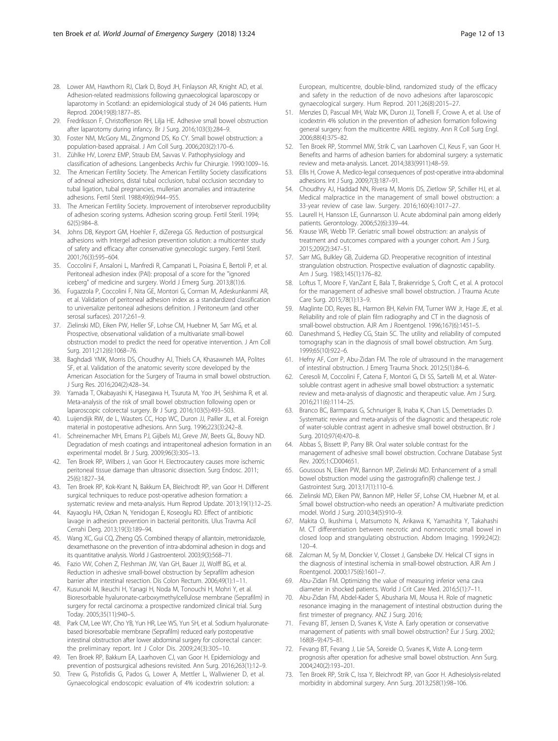28. Lower AM, Hawthorn RJ, Clark D, Boyd JH, Finlayson AR, Knight AD, et al. Adhesion-related readmissions following gynaecological laparoscopy or laparotomy in Scotland: an epidemiological study of 24 046 patients. Hum Reprod. 2004;19(8):1877–85.
29. Fredriksson F, Christofferson RH, Lilja HE. Adhesive small bowel obstruction after laparotomy during infancy. Br J Surg. 2016;103(3):284–9.
30. Foster NM, McGory ML, Zingmond DS, Ko CY. Small bowel obstruction: a population-based appraisal. J Am Coll Surg. 2006;203(2):170–6.
31. Zühlke HV, Lorenz EMP, Straub EM, Savvas V. Pathophysiology and classification of adhesions. Langenbecks Archiv fur Chirurgie. 1990:1009–16.
32. The American Fertility Society. The American Fertility Society classifications of adnexal adhesions, distal tubal occlusion, tubal occlusion secondary to tubal ligation, tubal pregnancies, mullerian anomalies and intrauterine adhesions. Fertil Steril. 1988;49(6):944–955.
33. The American Fertility Society. Improvement of interobserver reproducibility of adhesion scoring systems. Adhesion scoring group. Fertil Steril. 1994; 62(5):984–8.
34. Johns DB, Keyport GM, Hoehler F, diZerega GS. Reduction of postsurgical adhesions with Intergel adhesion prevention solution: a multicenter study of safety and efficacy after conservative gynecologic surgery. Fertil Steril. 2001;76(3):595–604.
35. Coccolini F, Ansaloni L, Manfredi R, Campanati L, Poiasina E, Bertoli P, et al. Peritoneal adhesion index (PAI): proposal of a score for the "ignored iceberg" of medicine and surgery. World J Emerg Surg. 2013;8(1):6.
36. Fugazzola P, Coccolini F, Nita GE, Montori G, Corman M, Adeskunkanmi AR, et al. Validation of peritoneal adhesion index as a standardized classification to universalize peritoneal adhesions definition. J Peritoneum (and other serosal surfaces). 2017;2:61–9.
37. Zielinski MD, Eiken PW, Heller SF, Lohse CM, Huebner M, Sarr MG, et al. Prospective, observational validation of a multivariate small-bowel obstruction model to predict the need for operative intervention. J Am Coll Surg. 2011;212(6):1068–76.
38. Baghdadi YMK, Morris DS, Choudhry AJ, Thiels CA, Khasawneh MA, Polites SF, et al. Validation of the anatomic severity score developed by the American Association for the Surgery of Trauma in small bowel obstruction. J Surg Res. 2016;204(2):428–34.
39. Yamada T, Okabayashi K, Hasegawa H, Tsuruta M, Yoo JH, Seishima R, et al. Meta-analysis of the risk of small bowel obstruction following open or laparoscopic colorectal surgery. Br J Surg. 2016;103(5):493–503.
40. Luijendijk RW, de L, Wauters CC, Hop WC, Duron JJ, Pailler JL, et al. Foreign material in postoperative adhesions. Ann Surg. 1996;223(3):242–8.
41. Schreinemacher MH, Emans PJ, Gijbels MJ, Greve JW, Beets GL, Bouvy ND. Degradation of mesh coatings and intraperitoneal adhesion formation in an experimental model. Br J Surg. 2009;96(3):305–13.
42. Ten Broek RP, Wilbers J, van Goor H. Electrocautery causes more ischemic peritoneal tissue damage than ultrasonic dissection. Surg Endosc. 2011; 25(6):1827–34.
43. Ten Broek RP, Kok-Krant N, Bakkum EA, Bleichrodt RP, van Goor H. Different surgical techniques to reduce post-operative adhesion formation: a systematic review and meta-analysis. Hum Reprod Update. 2013;19(1):12–25.
44. Kayaoglu HA, Ozkan N, Yenidogan E, Koseoglu RD. Effect of antibiotic lavage in adhesion prevention in bacterial peritonitis. Ulus Travma Acil Cerrahi Derg. 2013;19(3):189–94.
45. Wang XC, Gui CQ, Zheng QS. Combined therapy of allantoin, metronidazole, dexamethasone on the prevention of intra-abdominal adhesion in dogs and its quantitative analysis. World J Gastroenterol. 2003;9(3):568–71.
46. Fazio VW, Cohen Z, Fleshman JW, Van GH, Bauer JJ, Wolff BG, et al. Reduction in adhesive small-bowel obstruction by Seprafilm adhesion barrier after intestinal resection. Dis Colon Rectum. 2006;49(1):1–11.
47. Kusunoki M, Ikeuchi H, Yanagi H, Noda M, Tonouchi H, Mohri Y, et al. Bioresorbable hyaluronate-carboxymethylcellulose membrane (Seprafilm) in surgery for rectal carcinoma: a prospective randomized clinical trial. Surg Today. 2005;35(11):940–5.
48. Park CM, Lee WY, Cho YB, Yun HR, Lee WS, Yun SH, et al. Sodium hyaluronate-based bioresorbable membrane (Seprafilm) reduced early postoperative intestinal obstruction after lower abdominal surgery for colorectal cancer: the preliminary report. Int J Color Dis. 2009;24(3):305–10.
49. Ten Broek RP, Bakkum EA, Laarhoven CJ, van Goor H. Epidemiology and prevention of postsurgical adhesions revisited. Ann Surg. 2016;263(1):12–9.
50. Trew G, Pistofidis G, Pados G, Lower A, Mettler L, Wallwiener D, et al. Gynaecological endoscopic evaluation of 4% icodextrin solution: a European, multicentre, double-blind, randomized study of the efficacy and safety in the reduction of de novo adhesions after laparoscopic gynaecological surgery. Hum Reprod. 2011;26(8):2015–27.
51. Menzies D, Pascual MH, Walz MK, Duron JJ, Tonelli F, Crowe A, et al. Use of icodextrin 4% solution in the prevention of adhesion formation following general surgery: from the multicentre ARIEL registry. Ann R Coll Surg Engl. 2006;88(4):375–82.
52. Ten Broek RP, Stommel MW, Strik C, van Laarhoven CJ, Keus F, van Goor H. Benefits and harms of adhesion barriers for abdominal surgery: a systematic review and meta-analysis. Lancet. 2014;383(9911):48–59.
53. Ellis H, Crowe A. Medico-legal consequences of post-operative intra-abdominal adhesions. Int J Surg. 2009;7(3):187–91.
54. Choudhry AJ, Haddad NN, Rivera M, Morris DS, Zietlow SP, Schiller HJ, et al. Medical malpractice in the management of small bowel obstruction: a 33-year review of case law. Surgery. 2016;160(4):1017–27.
55. Laurell H, Hansson LE, Gunnarsson U. Acute abdominal pain among elderly patients. Gerontology. 2006;52(6):339–44.
56. Krause WR, Webb TP. Geriatric small bowel obstruction: an analysis of treatment and outcomes compared with a younger cohort. Am J Surg. 2015;209(2):347–51.
57. Sarr MG, Bulkley GB, Zuidema GD. Preoperative recognition of intestinal strangulation obstruction. Prospective evaluation of diagnostic capability. Am J Surg. 1983;145(1):176–82.
58. Loftus T, Moore F, VanZant E, Bala T, Brakenridge S, Croft C, et al. A protocol for the management of adhesive small bowel obstruction. J Trauma Acute Care Surg. 2015;78(1):13–9.
59. Maglinte DD, Reyes BL, Harmon BH, Kelvin FM, Turner WW Jr, Hage JE, et al. Reliability and role of plain film radiography and CT in the diagnosis of small-bowel obstruction. AJR Am J Roentgenol. 1996;167(6):1451–5.
60. Daneshmand S, Hedley CG, Stain SC. The utility and reliability of computed tomography scan in the diagnosis of small bowel obstruction. Am Surg. 1999;65(10):922–6.
61. Hefny AF, Corr P, Abu-Zidan FM. The role of ultrasound in the management of intestinal obstruction. J Emerg Trauma Shock. 2012;5(1):84–6.
62. Ceresoli M, Coccolini F, Catena F, Montori G, Di SS, Sartelli M, et al. Water-soluble contrast agent in adhesive small bowel obstruction: a systematic review and meta-analysis of diagnostic and therapeutic value. Am J Surg. 2016;211(6):1114–25.
63. Branco BC, Barmparas G, Schnuriger B, Inaba K, Chan LS, Demetriades D. Systematic review and meta-analysis of the diagnostic and therapeutic role of water-soluble contrast agent in adhesive small bowel obstruction. Br J Surg. 2010;97(4):470–8.
64. Abbas S, Bissett IP, Parry BR. Oral water soluble contrast for the management of adhesive small bowel obstruction. Cochrane Database Syst Rev. 2005;1:CD004651.
65. Goussous N, Eiken PW, Bannon MP, Zielinski MD. Enhancement of a small bowel obstruction model using the gastrografin(R) challenge test. J Gastrointest Surg. 2013;17(1):110–6.
66. Zielinski MD, Eiken PW, Bannon MP, Heller SF, Lohse CM, Huebner M, et al. Small bowel obstruction-who needs an operation? A multivariate prediction model. World J Surg. 2010;34(5):910–9.
67. Makita O, Ikushima I, Matsumoto N, Arikawa K, Yamashita Y, Takahashi M. CT differentiation between necrotic and nonnecrotic small bowel in closed loop and strangulating obstruction. Abdom Imaging. 1999;24(2): 120–4.
68. Zalcman M, Sy M, Donckier V, Closset J, Gansbeke DV. Helical CT signs in the diagnosis of intestinal ischemia in small-bowel obstruction. AJR Am J Roentgenol. 2000;175(6):1601–7.
69. Abu-Zidan FM. Optimizing the value of measuring inferior vena cava diameter in shocked patients. World J Crit Care Med. 2016;5(1):7–11.
70. Abu-Zidan FM, Abdel-Kader S, Abusharia MI, Mousa H. Role of magnetic resonance imaging in the management of intestinal obstruction during the first trimester of pregnancy. ANZ J Surg. 2016;
71. Fevang BT, Jensen D, Svanes K, Viste A. Early operation or conservative management of patients with small bowel obstruction? Eur J Surg. 2002; 168(8–9):475–81.
72. Fevang BT, Fevang J, Lie SA, Soreide O, Svanes K, Viste A. Long-term prognosis after operation for adhesive small bowel obstruction. Ann Surg. 2004;240(2):193–201.
73. Ten Broek RP, Strik C, Issa Y, Bleichrodt RP, van Goor H. Adhesiolysis-related morbidity in abdominal surgery. Ann Surg. 2013;258(1):98–106.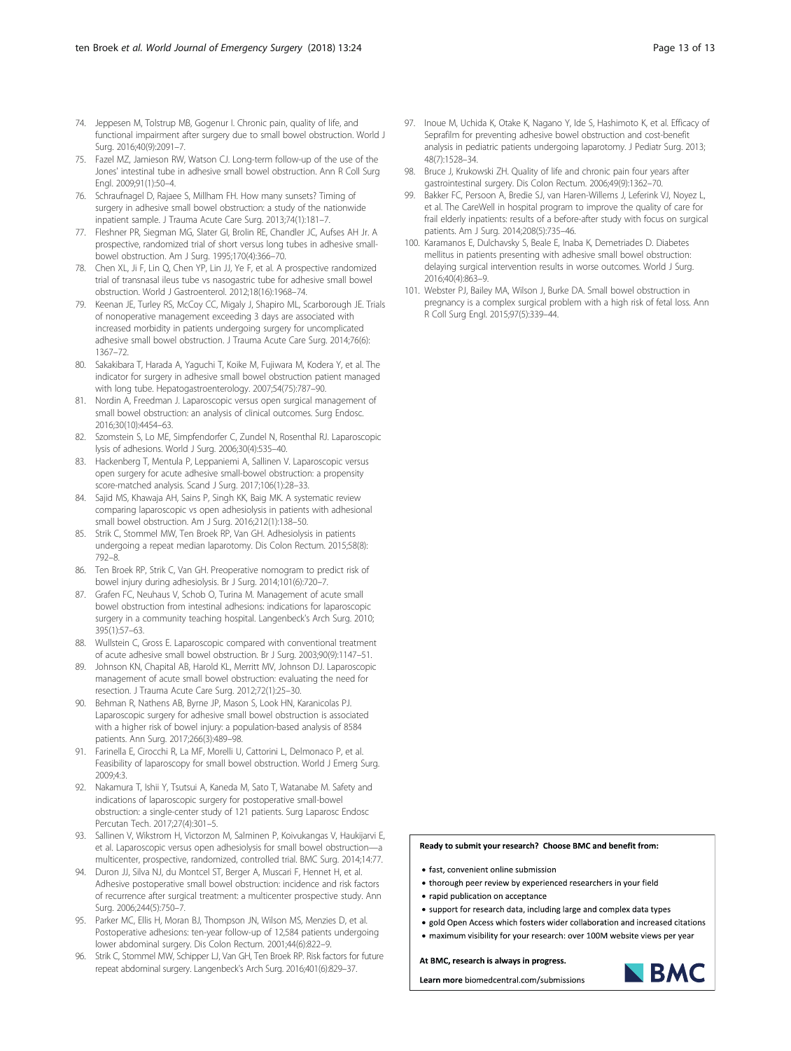74. Jeppesen M, Tolstrup MB, Gogenur I. Chronic pain, quality of life, and functional impairment after surgery due to small bowel obstruction. World J Surg. 2016;40(9):2091–7.
75. Fazel MZ, Jamieson RW, Watson CJ. Long-term follow-up of the use of the Jones' intestinal tube in adhesive small bowel obstruction. Ann R Coll Surg Engl. 2009;91(1):50–4.
76. Schraufnagel D, Rajaee S, Millham FH. How many sunsets? Timing of surgery in adhesive small bowel obstruction: a study of the nationwide inpatient sample. J Trauma Acute Care Surg. 2013;74(1):181–7.
77. Fleshner PR, Siegman MG, Slater GI, Brolin RE, Chandler JC, Aufses AH Jr. A prospective, randomized trial of short versus long tubes in adhesive small-bowel obstruction. Am J Surg. 1995;170(4):366–70.
78. Chen XL, Ji F, Lin Q, Chen YP, Lin JJ, Ye F, et al. A prospective randomized trial of transnasal ileus tube vs nasogastric tube for adhesive small bowel obstruction. World J Gastroenterol. 2012;18(16):1968–74.
79. Keenan JE, Turley RS, McCoy CC, Migaly J, Shapiro ML, Scarborough JE. Trials of nonoperative management exceeding 3 days are associated with increased morbidity in patients undergoing surgery for uncomplicated adhesive small bowel obstruction. J Trauma Acute Care Surg. 2014;76(6): 1367–72.
80. Sakakibara T, Harada A, Yaguchi T, Koike M, Fujiwara M, Kodera Y, et al. The indicator for surgery in adhesive small bowel obstruction patient managed with long tube. Hepatogastroenterology. 2007;54(75):787–90.
81. Nordin A, Freedman J. Laparoscopic versus open surgical management of small bowel obstruction: an analysis of clinical outcomes. Surg Endosc. 2016;30(10):4454–63.
82. Szomstein S, Lo ME, Simpfendorfer C, Zundel N, Rosenthal RJ. Laparoscopic lysis of adhesions. World J Surg. 2006;30(4):535–40.
83. Hackenberg T, Mentula P, Leppaniemi A, Sallinen V. Laparoscopic versus open surgery for acute adhesive small-bowel obstruction: a propensity score-matched analysis. Scand J Surg. 2017;106(1):28–33.
84. Sajid MS, Khawaja AH, Sains P, Singh KK, Baig MK. A systematic review comparing laparoscopic vs open adhesiolysis in patients with adhesional small bowel obstruction. Am J Surg. 2016;212(1):138–50.
85. Strik C, Stommel MW, Ten Broek RP, Van GH. Adhesiolysis in patients undergoing a repeat median laparotomy. Dis Colon Rectum. 2015;58(8): 792–8.
86. Ten Broek RP, Strik C, Van GH. Preoperative nomogram to predict risk of bowel injury during adhesiolysis. Br J Surg. 2014;101(6):720–7.
87. Grafen FC, Neuhaus V, Schob O, Turina M. Management of acute small bowel obstruction from intestinal adhesions: indications for laparoscopic surgery in a community teaching hospital. Langenbeck's Arch Surg. 2010; 395(1):57–63.
88. Wullstein C, Gross E. Laparoscopic compared with conventional treatment of acute adhesive small bowel obstruction. Br J Surg. 2003;90(9):1147–51.
89. Johnson KN, Chapital AB, Harold KL, Merritt MV, Johnson DJ. Laparoscopic management of acute small bowel obstruction: evaluating the need for resection. J Trauma Acute Care Surg. 2012;72(1):25–30.
90. Behman R, Nathens AB, Byrne JP, Mason S, Look HN, Karanicolas PJ. Laparoscopic surgery for adhesive small bowel obstruction is associated with a higher risk of bowel injury: a population-based analysis of 8584 patients. Ann Surg. 2017;266(3):489–98.
91. Farinella E, Cirocchi R, La MF, Morelli U, Cattorini L, Delmonaco P, et al. Feasibility of laparoscopy for small bowel obstruction. World J Emerg Surg. 2009;4:3.
92. Nakamura T, Ishii Y, Tsutsui A, Kaneda M, Sato T, Watanabe M. Safety and indications of laparoscopic surgery for postoperative small-bowel obstruction: a single-center study of 121 patients. Surg Laparosc Endosc Percutan Tech. 2017;27(4):301–5.
93. Sallinen V, Wikstrom H, Victorzon M, Salminen P, Koivukangas V, Haukijarvi E, et al. Laparoscopic versus open adhesiolysis for small bowel obstruction—a multicenter, prospective, randomized, controlled trial. BMC Surg. 2014;14:77.
94. Duron JJ, Silva NJ, du Montcel ST, Berger A, Muscari F, Hennet H, et al. Adhesive postoperative small bowel obstruction: incidence and risk factors of recurrence after surgical treatment: a multicenter prospective study. Ann Surg. 2006;244(5):750–7.
95. Parker MC, Ellis H, Moran BJ, Thompson JN, Wilson MS, Menzies D, et al. Postoperative adhesions: ten-year follow-up of 12,584 patients undergoing lower abdominal surgery. Dis Colon Rectum. 2001;44(6):822–9.
96. Strik C, Stommel MW, Schipper LJ, Van GH, Ten Broek RP. Risk factors for future repeat abdominal surgery. Langenbeck's Arch Surg. 2016;401(6):829–37.
97. Inoue M, Uchida K, Otake K, Nagano Y, Ide S, Hashimoto K, et al. Efficacy of Seprafilm for preventing adhesive bowel obstruction and cost-benefit analysis in pediatric patients undergoing laparotomy. J Pediatr Surg. 2013; 48(7):1528–34.
98. Bruce J, Krukowski ZH. Quality of life and chronic pain four years after gastrointestinal surgery. Dis Colon Rectum. 2006;49(9):1362–70.
99. Bakker FC, Persoon A, Bredie SJ, van Haren-Willems J, Leferink VJ, Noyez L, et al. The CareWell in hospital program to improve the quality of care for frail elderly inpatients: results of a before-after study with focus on surgical patients. Am J Surg. 2014;208(5):735–46.
100. Karamanos E, Dulchavsky S, Beale E, Inaba K, Demetriades D. Diabetes mellitus in patients presenting with adhesive small bowel obstruction: delaying surgical intervention results in worse outcomes. World J Surg. 2016;40(4):863–9.
101. Webster PJ, Bailey MA, Wilson J, Burke DA. Small bowel obstruction in pregnancy is a complex surgical problem with a high risk of fetal loss. Ann R Coll Surg Engl. 2015;97(5):339–44.

**Ready to submit your research? Choose BMC and benefit from:**

- fast, convenient online submission
- thorough peer review by experienced researchers in your field
- rapid publication on acceptance
- support for research data, including large and complex data types
- gold Open Access which fosters wider collaboration and increased citations
- maximum visibility for your research: over 100M website views per year

**At BMC, research is always in progress.**

**Learn more** biomedcentral.com/submissions

BMC